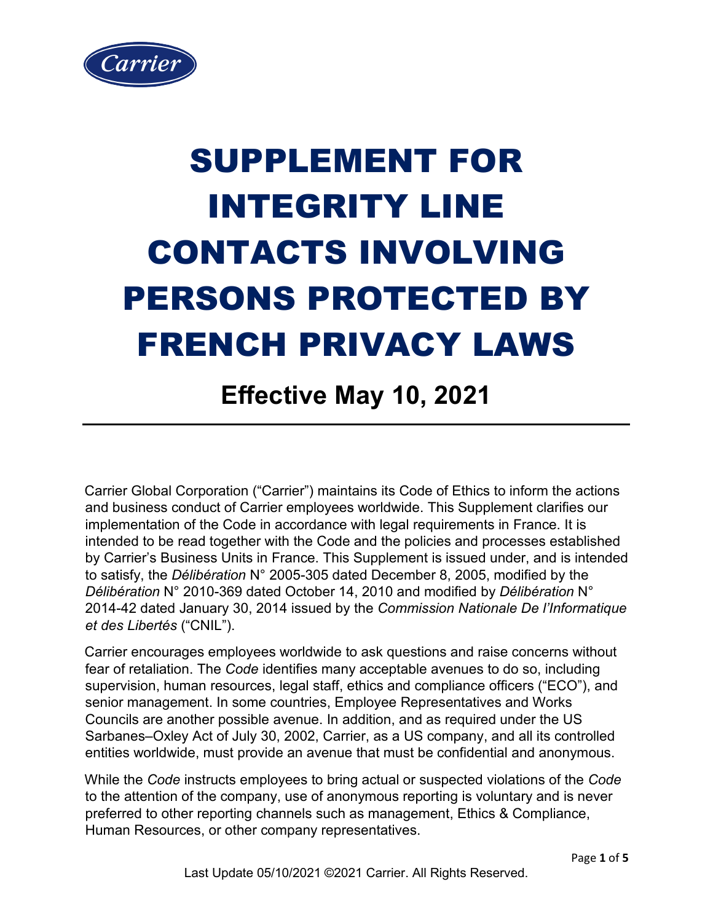# SUPPLEMENT FOR INTEGRITY LINE CONTACTS INVOLVING PERSONS PROTECTED BY FRENCH PRIVACY LAWS

## Effective May 10, 2021

---

Carrier Global Corporation ("Carrier") maintains its Code of Ethics to inform the actions and business conduct of Carrier employees worldwide. This Supplement clarifies our implementation of the Code in accordance with legal requirements in France. It is intended to be read together with the Code and the policies and processes established by Carrier's Business Units in France. This Supplement is issued under, and is intended to satisfy, the *Délibération* N° 2005-305 dated December 8, 2005, modified by the *Délibération* N° 2010-369 dated October 14, 2010 and modified by *Délibération* N° 2014-42 dated January 30, 2014 issued by the *Commission Nationale De l'Informatique et des Libertés* ("CNIL").

Carrier encourages employees worldwide to ask questions and raise concerns without fear of retaliation. The *Code* identifies many acceptable avenues to do so, including supervision, human resources, legal staff, ethics and compliance officers ("ECO"), and senior management. In some countries, Employee Representatives and Works Councils are another possible avenue. In addition, and as required under the US Sarbanes–Oxley Act of July 30, 2002, Carrier, as a US company, and all its controlled entities worldwide, must provide an avenue that must be confidential and anonymous.

While the *Code* instructs employees to bring actual or suspected violations of the *Code* to the attention of the company, use of anonymous reporting is voluntary and is never preferred to other reporting channels such as management, Ethics & Compliance, Human Resources, or other company representatives.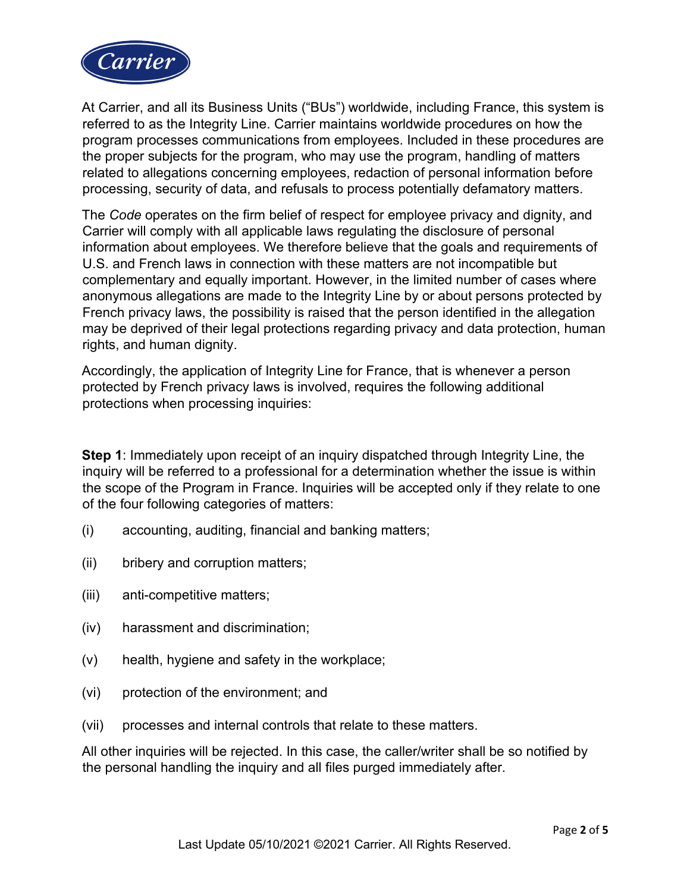At Carrier, and all its Business Units ("BUs") worldwide, including France, this system is referred to as the Integrity Line. Carrier maintains worldwide procedures on how the program processes communications from employees. Included in these procedures are the proper subjects for the program, who may use the program, handling of matters related to allegations concerning employees, redaction of personal information before processing, security of data, and refusals to process potentially defamatory matters.

The *Code* operates on the firm belief of respect for employee privacy and dignity, and Carrier will comply with all applicable laws regulating the disclosure of personal information about employees. We therefore believe that the goals and requirements of U.S. and French laws in connection with these matters are not incompatible but complementary and equally important. However, in the limited number of cases where anonymous allegations are made to the Integrity Line by or about persons protected by French privacy laws, the possibility is raised that the person identified in the allegation may be deprived of their legal protections regarding privacy and data protection, human rights, and human dignity.

Accordingly, the application of Integrity Line for France, that is whenever a person protected by French privacy laws is involved, requires the following additional protections when processing inquiries:

**Step 1**: Immediately upon receipt of an inquiry dispatched through Integrity Line, the inquiry will be referred to a professional for a determination whether the issue is within the scope of the Program in France. Inquiries will be accepted only if they relate to one of the four following categories of matters:

(i) accounting, auditing, financial and banking matters;

(ii) bribery and corruption matters;

(iii) anti-competitive matters;

(iv) harassment and discrimination;

(v) health, hygiene and safety in the workplace;

(vi) protection of the environment; and

(vii) processes and internal controls that relate to these matters.

All other inquiries will be rejected. In this case, the caller/writer shall be so notified by the personal handling the inquiry and all files purged immediately after.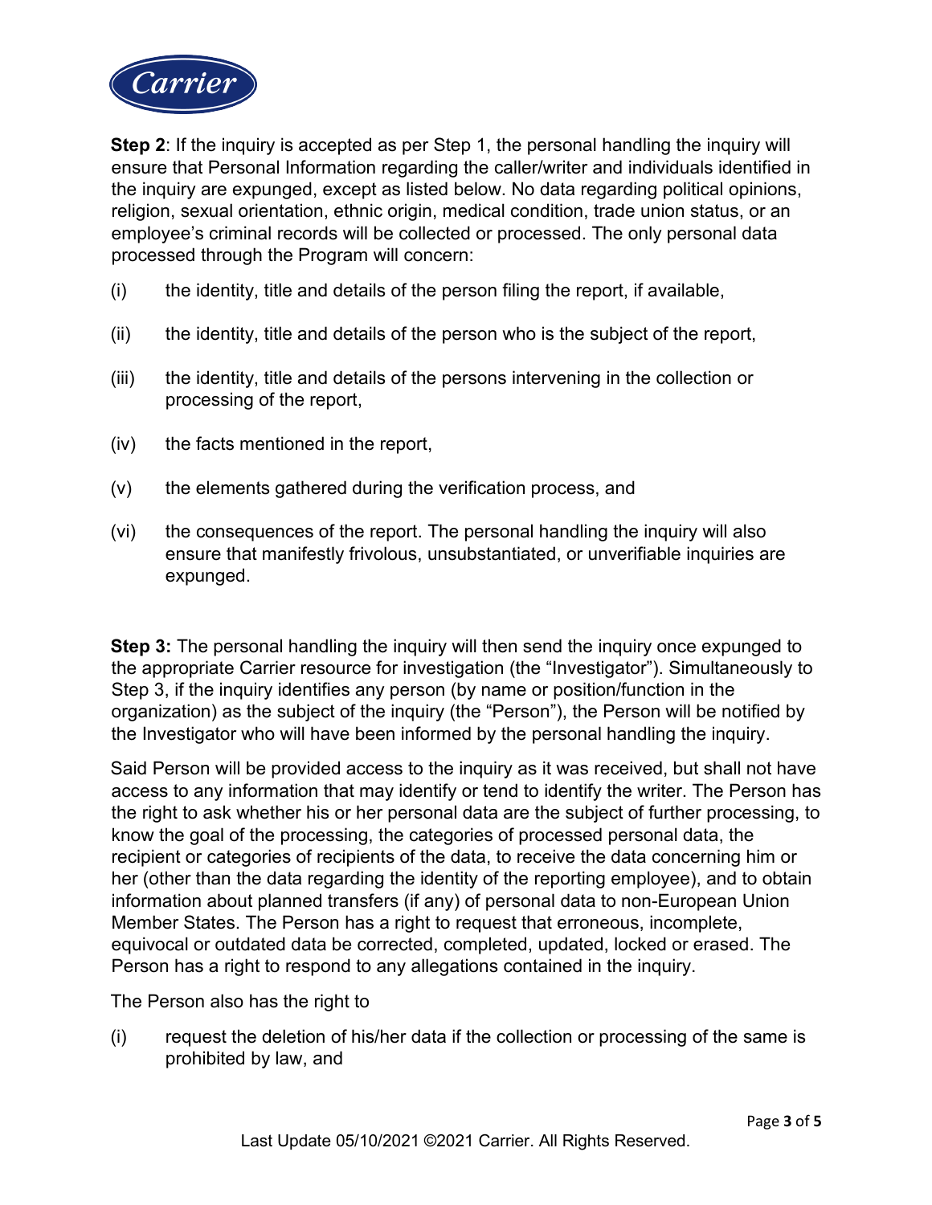**Step 2**: If the inquiry is accepted as per Step 1, the personal handling the inquiry will ensure that Personal Information regarding the caller/writer and individuals identified in the inquiry are expunged, except as listed below. No data regarding political opinions, religion, sexual orientation, ethnic origin, medical condition, trade union status, or an employee's criminal records will be collected or processed. The only personal data processed through the Program will concern:

(i) the identity, title and details of the person filing the report, if available,

(ii) the identity, title and details of the person who is the subject of the report,

(iii) the identity, title and details of the persons intervening in the collection or processing of the report,

(iv) the facts mentioned in the report,

(v) the elements gathered during the verification process, and

(vi) the consequences of the report. The personal handling the inquiry will also ensure that manifestly frivolous, unsubstantiated, or unverifiable inquiries are expunged.

**Step 3:** The personal handling the inquiry will then send the inquiry once expunged to the appropriate Carrier resource for investigation (the "Investigator"). Simultaneously to Step 3, if the inquiry identifies any person (by name or position/function in the organization) as the subject of the inquiry (the "Person"), the Person will be notified by the Investigator who will have been informed by the personal handling the inquiry.

Said Person will be provided access to the inquiry as it was received, but shall not have access to any information that may identify or tend to identify the writer. The Person has the right to ask whether his or her personal data are the subject of further processing, to know the goal of the processing, the categories of processed personal data, the recipient or categories of recipients of the data, to receive the data concerning him or her (other than the data regarding the identity of the reporting employee), and to obtain information about planned transfers (if any) of personal data to non-European Union Member States. The Person has a right to request that erroneous, incomplete, equivocal or outdated data be corrected, completed, updated, locked or erased. The Person has a right to respond to any allegations contained in the inquiry.

The Person also has the right to

(i) request the deletion of his/her data if the collection or processing of the same is prohibited by law, and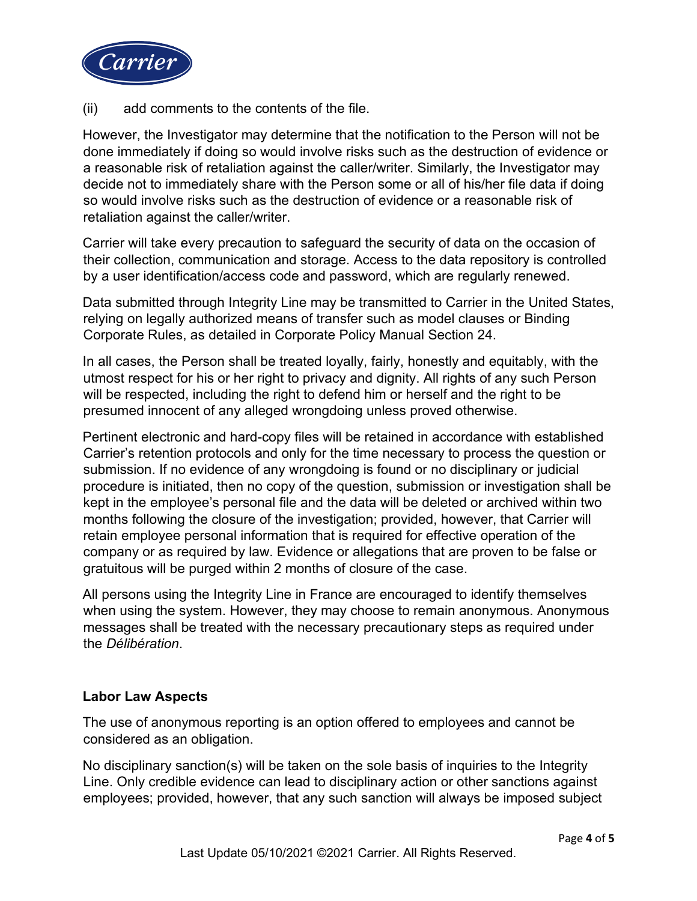(ii) add comments to the contents of the file.

However, the Investigator may determine that the notification to the Person will not be done immediately if doing so would involve risks such as the destruction of evidence or a reasonable risk of retaliation against the caller/writer. Similarly, the Investigator may decide not to immediately share with the Person some or all of his/her file data if doing so would involve risks such as the destruction of evidence or a reasonable risk of retaliation against the caller/writer.

Carrier will take every precaution to safeguard the security of data on the occasion of their collection, communication and storage. Access to the data repository is controlled by a user identification/access code and password, which are regularly renewed.

Data submitted through Integrity Line may be transmitted to Carrier in the United States, relying on legally authorized means of transfer such as model clauses or Binding Corporate Rules, as detailed in Corporate Policy Manual Section 24.

In all cases, the Person shall be treated loyally, fairly, honestly and equitably, with the utmost respect for his or her right to privacy and dignity. All rights of any such Person will be respected, including the right to defend him or herself and the right to be presumed innocent of any alleged wrongdoing unless proved otherwise.

Pertinent electronic and hard-copy files will be retained in accordance with established Carrier's retention protocols and only for the time necessary to process the question or submission. If no evidence of any wrongdoing is found or no disciplinary or judicial procedure is initiated, then no copy of the question, submission or investigation shall be kept in the employee's personal file and the data will be deleted or archived within two months following the closure of the investigation; provided, however, that Carrier will retain employee personal information that is required for effective operation of the company or as required by law. Evidence or allegations that are proven to be false or gratuitous will be purged within 2 months of closure of the case.

All persons using the Integrity Line in France are encouraged to identify themselves when using the system. However, they may choose to remain anonymous. Anonymous messages shall be treated with the necessary precautionary steps as required under the *Délibération*.

**Labor Law Aspects**

The use of anonymous reporting is an option offered to employees and cannot be considered as an obligation.

No disciplinary sanction(s) will be taken on the sole basis of inquiries to the Integrity Line. Only credible evidence can lead to disciplinary action or other sanctions against employees; provided, however, that any such sanction will always be imposed subject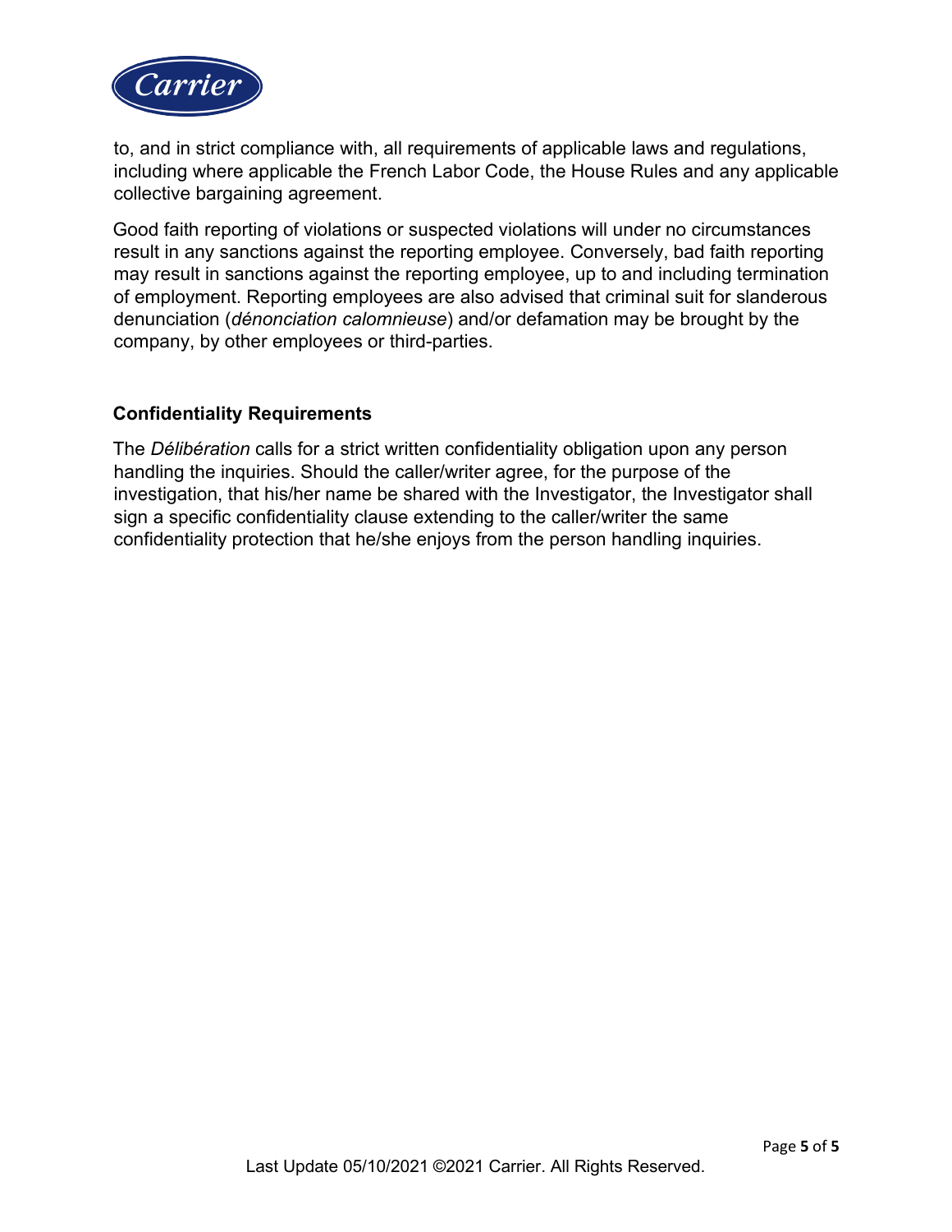to, and in strict compliance with, all requirements of applicable laws and regulations, including where applicable the French Labor Code, the House Rules and any applicable collective bargaining agreement.

Good faith reporting of violations or suspected violations will under no circumstances result in any sanctions against the reporting employee. Conversely, bad faith reporting may result in sanctions against the reporting employee, up to and including termination of employment. Reporting employees are also advised that criminal suit for slanderous denunciation (*dénonciation calomnieuse*) and/or defamation may be brought by the company, by other employees or third-parties.

### Confidentiality Requirements

The *Délibération* calls for a strict written confidentiality obligation upon any person handling the inquiries. Should the caller/writer agree, for the purpose of the investigation, that his/her name be shared with the Investigator, the Investigator shall sign a specific confidentiality clause extending to the caller/writer the same confidentiality protection that he/she enjoys from the person handling inquiries.